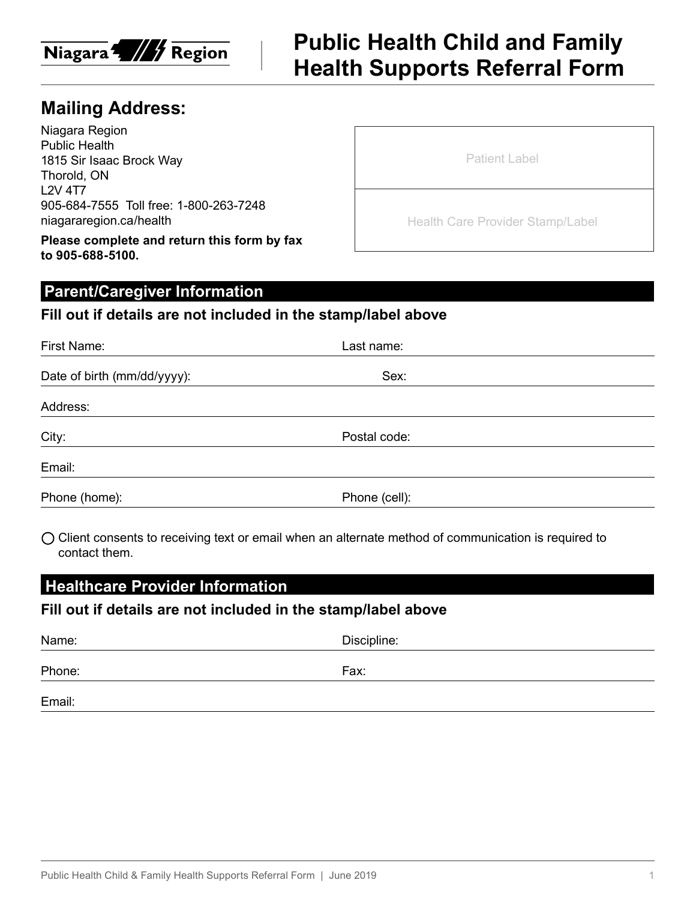Niagara Region

# Public Health Child and Family Health Supports Referral Form

## Mailing Address:

Niagara Region
Public Health
1815 Sir Isaac Brock Way
Thorold, ON
L2V 4T7
905-684-7555 Toll free: 1-800-263-7248
niagararegion.ca/health

**Please complete and return this form by fax to 905-688-5100.**

| Patient Label |
| --- |
| Health Care Provider Stamp/Label |

## Parent/Caregiver Information

### Fill out if details are not included in the stamp/label above

First Name: _______________ Last name: _______________

Date of birth (mm/dd/yyyy): _______________ Sex: _______________

Address: _______________

City: _______________ Postal code: _______________

Email: _______________

Phone (home): _______________ Phone (cell): _______________

◯ Client consents to receiving text or email when an alternate method of communication is required to contact them.

## Healthcare Provider Information

### Fill out if details are not included in the stamp/label above

Name: _______________ Discipline: _______________

Phone: _______________ Fax: _______________

Email: _______________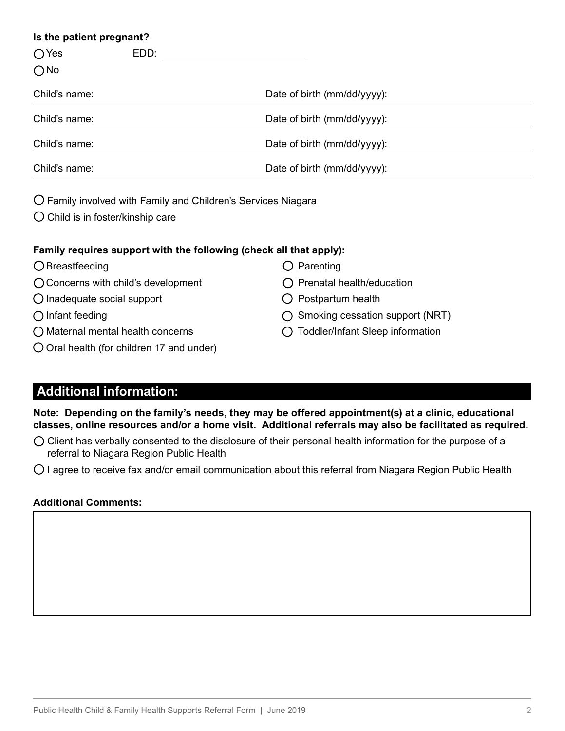**Is the patient pregnant?**

○ Yes EDD: ____________________

○ No

Child's name: ____________________ Date of birth (mm/dd/yyyy): ____________________

Child's name: ____________________ Date of birth (mm/dd/yyyy): ____________________

Child's name: ____________________ Date of birth (mm/dd/yyyy): ____________________

Child's name: ____________________ Date of birth (mm/dd/yyyy): ____________________

○ Family involved with Family and Children's Services Niagara

○ Child is in foster/kinship care

**Family requires support with the following (check all that apply):**

○ Breastfeeding

○ Concerns with child's development

○ Inadequate social support

○ Infant feeding

○ Maternal mental health concerns

○ Oral health (for children 17 and under)

○ Parenting

○ Prenatal health/education

○ Postpartum health

○ Smoking cessation support (NRT)

○ Toddler/Infant Sleep information

## Additional information:

**Note: Depending on the family's needs, they may be offered appointment(s) at a clinic, educational classes, online resources and/or a home visit. Additional referrals may also be facilitated as required.**

○ Client has verbally consented to the disclosure of their personal health information for the purpose of a referral to Niagara Region Public Health

○ I agree to receive fax and/or email communication about this referral from Niagara Region Public Health

**Additional Comments:**